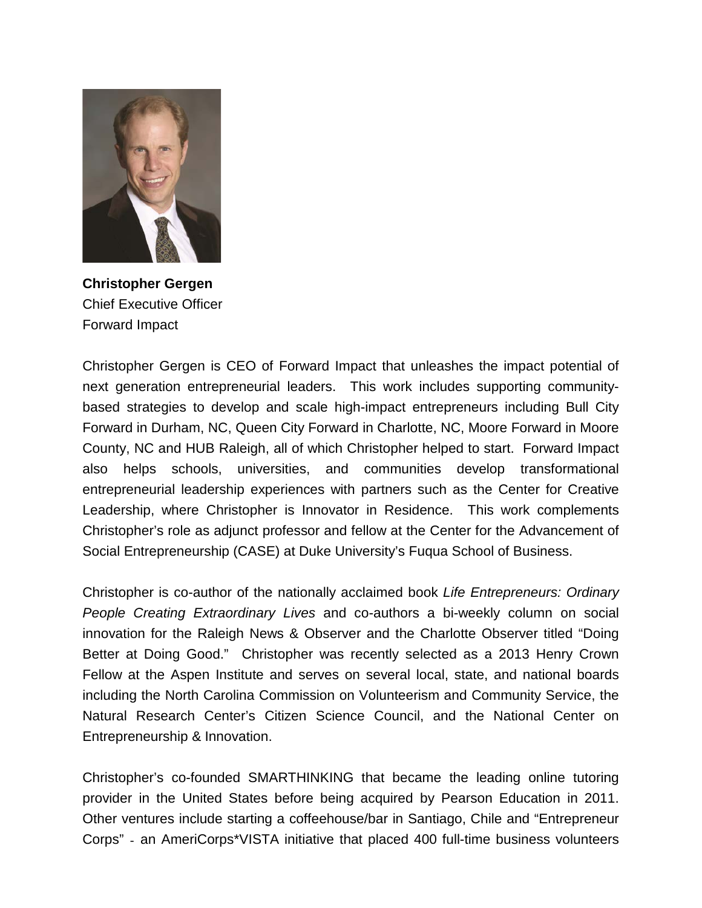**Christopher Gergen**
Chief Executive Officer
Forward Impact

Christopher Gergen is CEO of Forward Impact that unleashes the impact potential of next generation entrepreneurial leaders. This work includes supporting community-based strategies to develop and scale high-impact entrepreneurs including Bull City Forward in Durham, NC, Queen City Forward in Charlotte, NC, Moore Forward in Moore County, NC and HUB Raleigh, all of which Christopher helped to start. Forward Impact also helps schools, universities, and communities develop transformational entrepreneurial leadership experiences with partners such as the Center for Creative Leadership, where Christopher is Innovator in Residence. This work complements Christopher's role as adjunct professor and fellow at the Center for the Advancement of Social Entrepreneurship (CASE) at Duke University's Fuqua School of Business.

Christopher is co-author of the nationally acclaimed book *Life Entrepreneurs: Ordinary People Creating Extraordinary Lives* and co-authors a bi-weekly column on social innovation for the Raleigh News & Observer and the Charlotte Observer titled "Doing Better at Doing Good." Christopher was recently selected as a 2013 Henry Crown Fellow at the Aspen Institute and serves on several local, state, and national boards including the North Carolina Commission on Volunteerism and Community Service, the Natural Research Center's Citizen Science Council, and the National Center on Entrepreneurship & Innovation.

Christopher's co-founded SMARTHINKING that became the leading online tutoring provider in the United States before being acquired by Pearson Education in 2011. Other ventures include starting a coffeehouse/bar in Santiago, Chile and "Entrepreneur Corps" - an AmeriCorps*VISTA initiative that placed 400 full-time business volunteers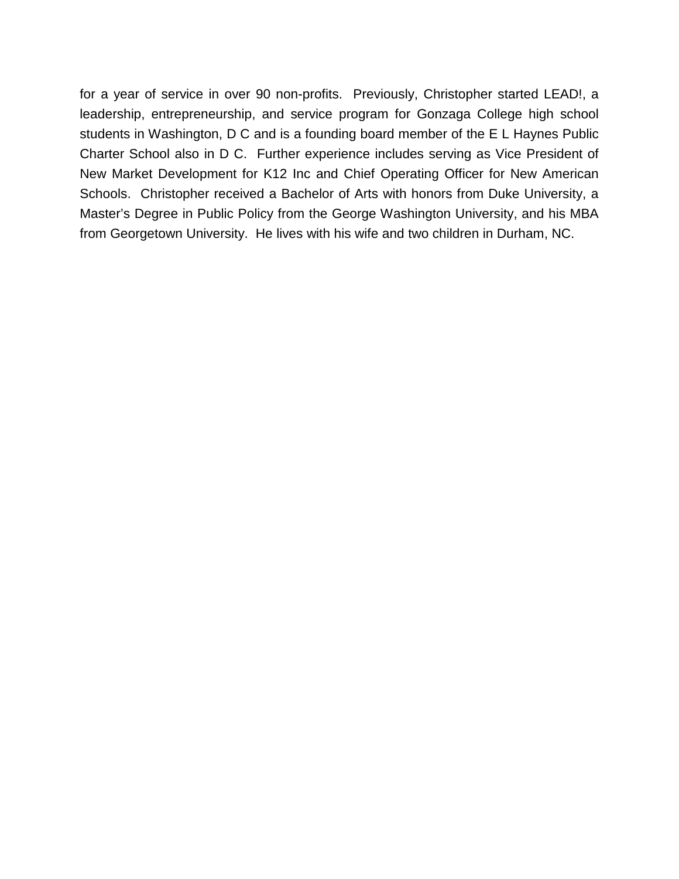for a year of service in over 90 non-profits.  Previously, Christopher started LEAD!, a leadership, entrepreneurship, and service program for Gonzaga College high school students in Washington, D C and is a founding board member of the E L Haynes Public Charter School also in D C.  Further experience includes serving as Vice President of New Market Development for K12 Inc and Chief Operating Officer for New American Schools.  Christopher received a Bachelor of Arts with honors from Duke University, a Master's Degree in Public Policy from the George Washington University, and his MBA from Georgetown University.  He lives with his wife and two children in Durham, NC.